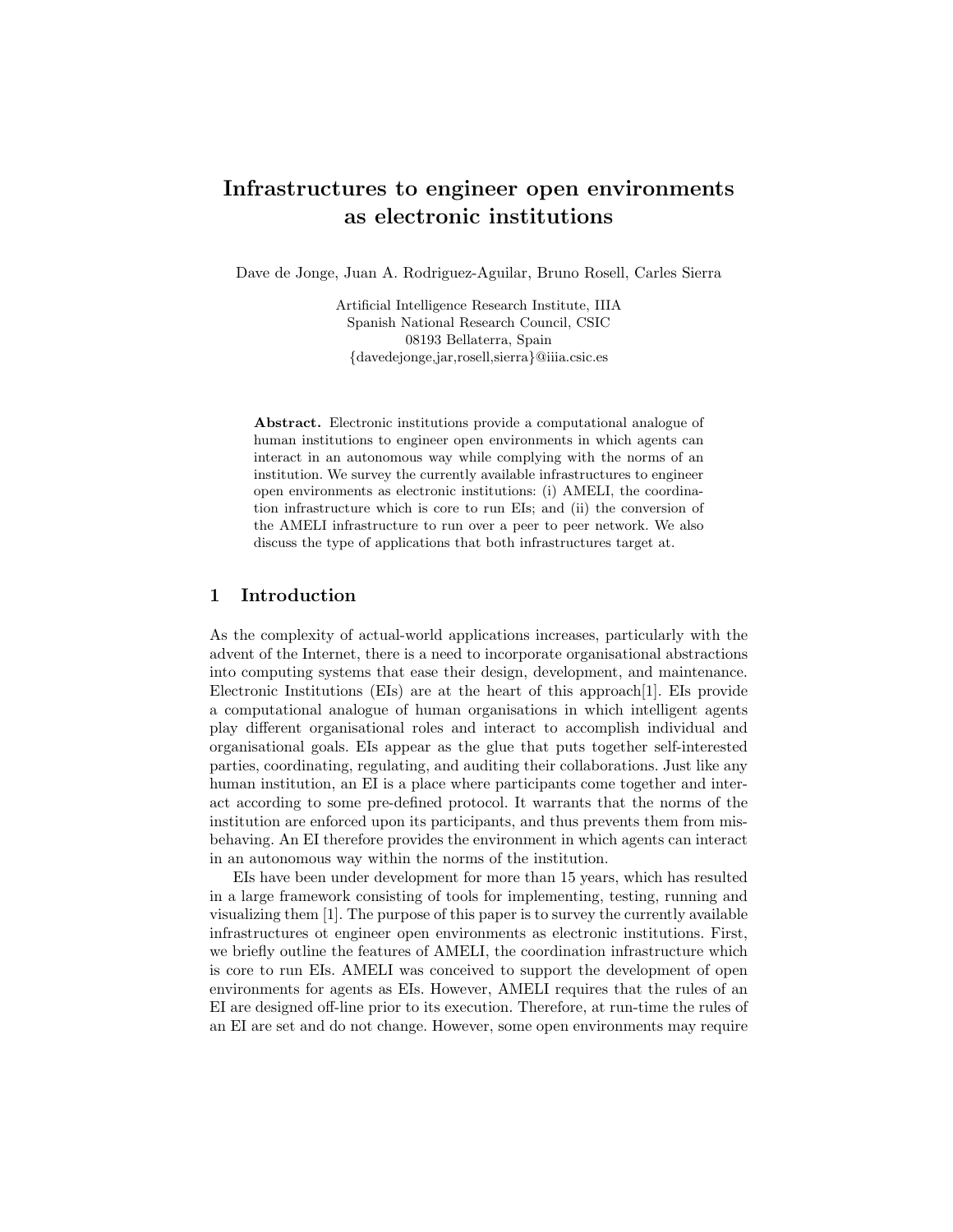# Infrastructures to engineer open environments as electronic institutions

Dave de Jonge, Juan A. Rodriguez-Aguilar, Bruno Rosell, Carles Sierra

Artificial Intelligence Research Institute, IIIA
Spanish National Research Council, CSIC
08193 Bellaterra, Spain
{davedejonge,jar,rosell,sierra}@iiia.csic.es

**Abstract.** Electronic institutions provide a computational analogue of human institutions to engineer open environments in which agents can interact in an autonomous way while complying with the norms of an institution. We survey the currently available infrastructures to engineer open environments as electronic institutions: (i) AMELI, the coordination infrastructure which is core to run EIs; and (ii) the conversion of the AMELI infrastructure to run over a peer to peer network. We also discuss the type of applications that both infrastructures target at.

## 1 Introduction

As the complexity of actual-world applications increases, particularly with the advent of the Internet, there is a need to incorporate organisational abstractions into computing systems that ease their design, development, and maintenance. Electronic Institutions (EIs) are at the heart of this approach[1]. EIs provide a computational analogue of human organisations in which intelligent agents play different organisational roles and interact to accomplish individual and organisational goals. EIs appear as the glue that puts together self-interested parties, coordinating, regulating, and auditing their collaborations. Just like any human institution, an EI is a place where participants come together and interact according to some pre-defined protocol. It warrants that the norms of the institution are enforced upon its participants, and thus prevents them from misbehaving. An EI therefore provides the environment in which agents can interact in an autonomous way within the norms of the institution.

EIs have been under development for more than 15 years, which has resulted in a large framework consisting of tools for implementing, testing, running and visualizing them [1]. The purpose of this paper is to survey the currently available infrastructures ot engineer open environments as electronic institutions. First, we briefly outline the features of AMELI, the coordination infrastructure which is core to run EIs. AMELI was conceived to support the development of open environments for agents as EIs. However, AMELI requires that the rules of an EI are designed off-line prior to its execution. Therefore, at run-time the rules of an EI are set and do not change. However, some open environments may require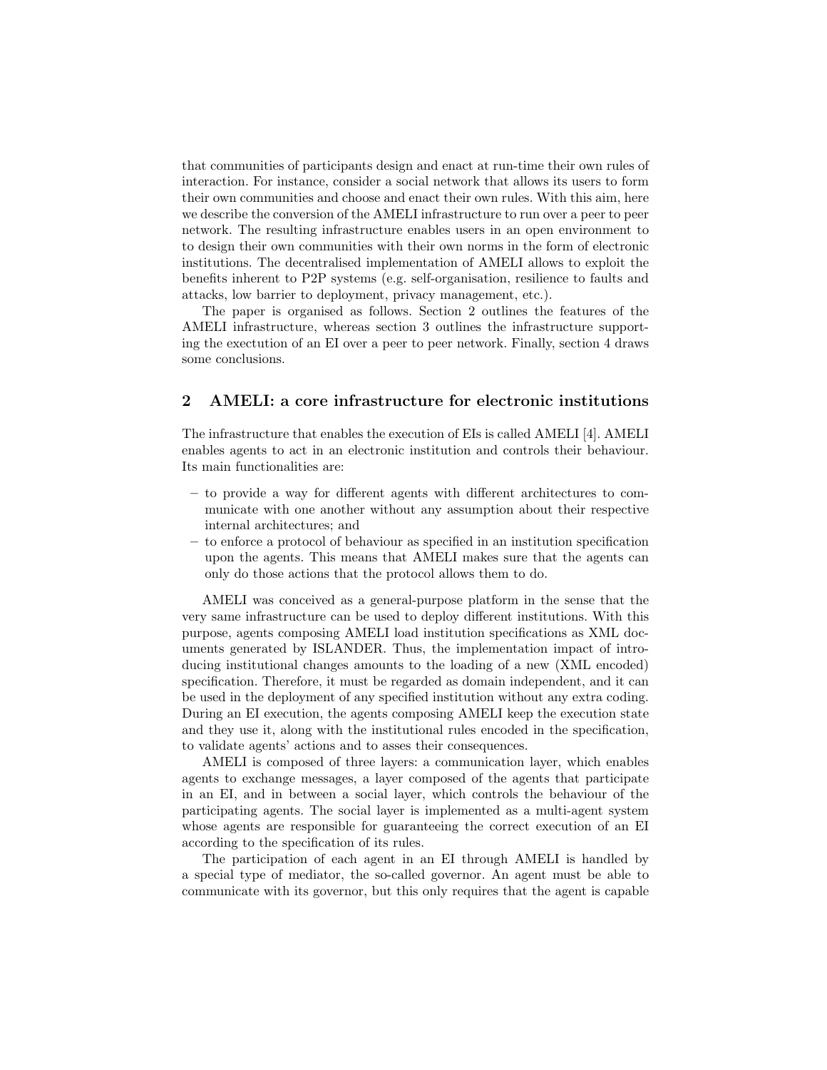that communities of participants design and enact at run-time their own rules of interaction. For instance, consider a social network that allows its users to form their own communities and choose and enact their own rules. With this aim, here we describe the conversion of the AMELI infrastructure to run over a peer to peer network. The resulting infrastructure enables users in an open environment to to design their own communities with their own norms in the form of electronic institutions. The decentralised implementation of AMELI allows to exploit the benefits inherent to P2P systems (e.g. self-organisation, resilience to faults and attacks, low barrier to deployment, privacy management, etc.).

The paper is organised as follows. Section 2 outlines the features of the AMELI infrastructure, whereas section 3 outlines the infrastructure supporting the exectution of an EI over a peer to peer network. Finally, section 4 draws some conclusions.

## 2 AMELI: a core infrastructure for electronic institutions

The infrastructure that enables the execution of EIs is called AMELI [4]. AMELI enables agents to act in an electronic institution and controls their behaviour. Its main functionalities are:

- to provide a way for different agents with different architectures to communicate with one another without any assumption about their respective internal architectures; and
- to enforce a protocol of behaviour as specified in an institution specification upon the agents. This means that AMELI makes sure that the agents can only do those actions that the protocol allows them to do.

AMELI was conceived as a general-purpose platform in the sense that the very same infrastructure can be used to deploy different institutions. With this purpose, agents composing AMELI load institution specifications as XML documents generated by ISLANDER. Thus, the implementation impact of introducing institutional changes amounts to the loading of a new (XML encoded) specification. Therefore, it must be regarded as domain independent, and it can be used in the deployment of any specified institution without any extra coding. During an EI execution, the agents composing AMELI keep the execution state and they use it, along with the institutional rules encoded in the specification, to validate agents' actions and to asses their consequences.

AMELI is composed of three layers: a communication layer, which enables agents to exchange messages, a layer composed of the agents that participate in an EI, and in between a social layer, which controls the behaviour of the participating agents. The social layer is implemented as a multi-agent system whose agents are responsible for guaranteeing the correct execution of an EI according to the specification of its rules.

The participation of each agent in an EI through AMELI is handled by a special type of mediator, the so-called governor. An agent must be able to communicate with its governor, but this only requires that the agent is capable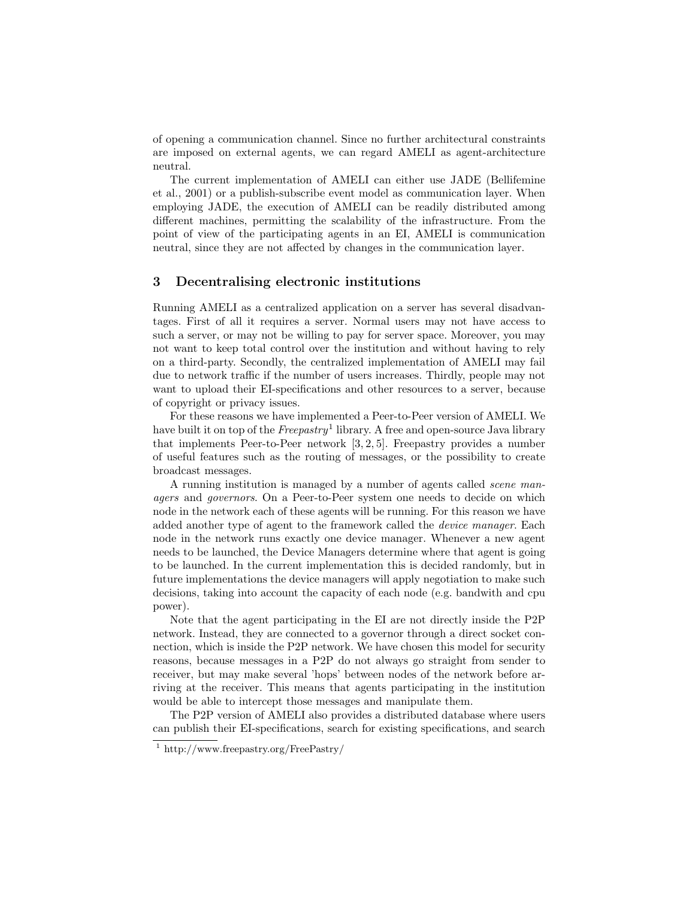of opening a communication channel. Since no further architectural constraints are imposed on external agents, we can regard AMELI as agent-architecture neutral.

The current implementation of AMELI can either use JADE (Bellifemine et al., 2001) or a publish-subscribe event model as communication layer. When employing JADE, the execution of AMELI can be readily distributed among different machines, permitting the scalability of the infrastructure. From the point of view of the participating agents in an EI, AMELI is communication neutral, since they are not affected by changes in the communication layer.

## 3 Decentralising electronic institutions

Running AMELI as a centralized application on a server has several disadvantages. First of all it requires a server. Normal users may not have access to such a server, or may not be willing to pay for server space. Moreover, you may not want to keep total control over the institution and without having to rely on a third-party. Secondly, the centralized implementation of AMELI may fail due to network traffic if the number of users increases. Thirdly, people may not want to upload their EI-specifications and other resources to a server, because of copyright or privacy issues.

For these reasons we have implemented a Peer-to-Peer version of AMELI. We have built it on top of the *Freepastry*[1] library. A free and open-source Java library that implements Peer-to-Peer network [3, 2, 5]. Freepastry provides a number of useful features such as the routing of messages, or the possibility to create broadcast messages.

A running institution is managed by a number of agents called *scene managers* and *governors*. On a Peer-to-Peer system one needs to decide on which node in the network each of these agents will be running. For this reason we have added another type of agent to the framework called the *device manager*. Each node in the network runs exactly one device manager. Whenever a new agent needs to be launched, the Device Managers determine where that agent is going to be launched. In the current implementation this is decided randomly, but in future implementations the device managers will apply negotiation to make such decisions, taking into account the capacity of each node (e.g. bandwith and cpu power).

Note that the agent participating in the EI are not directly inside the P2P network. Instead, they are connected to a governor through a direct socket connection, which is inside the P2P network. We have chosen this model for security reasons, because messages in a P2P do not always go straight from sender to receiver, but may make several 'hops' between nodes of the network before arriving at the receiver. This means that agents participating in the institution would be able to intercept those messages and manipulate them.

The P2P version of AMELI also provides a distributed database where users can publish their EI-specifications, search for existing specifications, and search

[1] http://www.freepastry.org/FreePastry/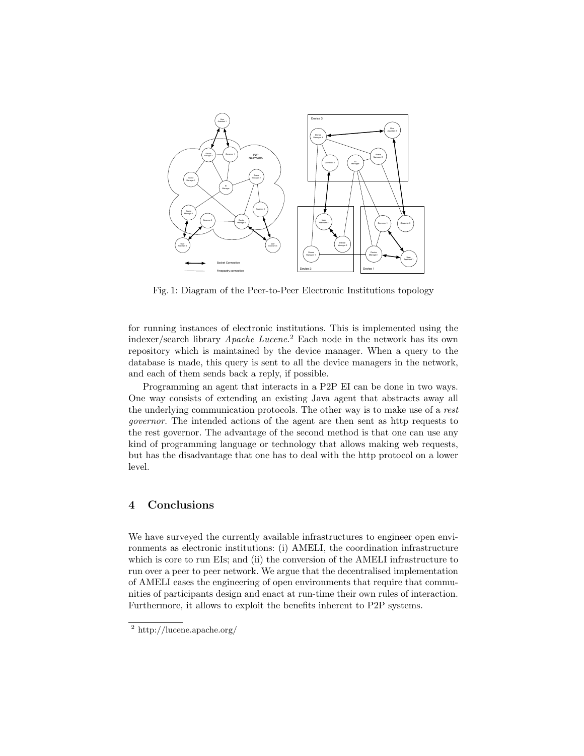Fig. 1: Diagram of the Peer-to-Peer Electronic Institutions topology

for running instances of electronic institutions. This is implemented using the indexer/search library *Apache Lucene*.[2] Each node in the network has its own repository which is maintained by the device manager. When a query to the database is made, this query is sent to all the device managers in the network, and each of them sends back a reply, if possible.

Programming an agent that interacts in a P2P EI can be done in two ways. One way consists of extending an existing Java agent that abstracts away all the underlying communication protocols. The other way is to make use of a *rest governor*. The intended actions of the agent are then sent as http requests to the rest governor. The advantage of the second method is that one can use any kind of programming language or technology that allows making web requests, but has the disadvantage that one has to deal with the http protocol on a lower level.

## 4 Conclusions

We have surveyed the currently available infrastructures to engineer open environments as electronic institutions: (i) AMELI, the coordination infrastructure which is core to run EIs; and (ii) the conversion of the AMELI infrastructure to run over a peer to peer network. We argue that the decentralised implementation of AMELI eases the engineering of open environments that require that communities of participants design and enact at run-time their own rules of interaction. Furthermore, it allows to exploit the benefits inherent to P2P systems.

[2] http://lucene.apache.org/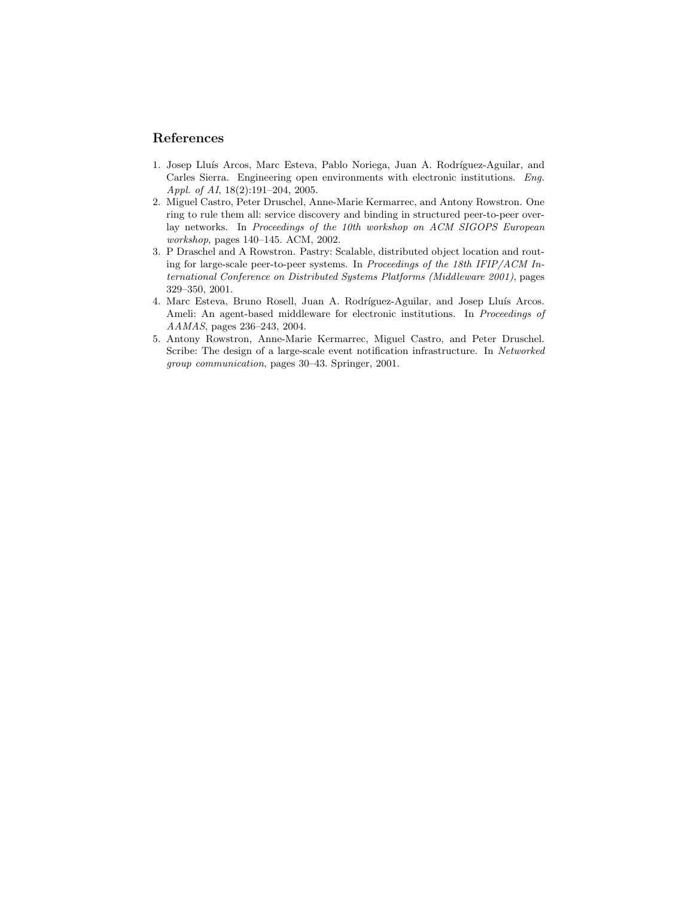## References

1. Josep Lluís Arcos, Marc Esteva, Pablo Noriega, Juan A. Rodríguez-Aguilar, and Carles Sierra. Engineering open environments with electronic institutions. *Eng. Appl. of AI*, 18(2):191–204, 2005.
2. Miguel Castro, Peter Druschel, Anne-Marie Kermarrec, and Antony Rowstron. One ring to rule them all: service discovery and binding in structured peer-to-peer overlay networks. In *Proceedings of the 10th workshop on ACM SIGOPS European workshop*, pages 140–145. ACM, 2002.
3. P Draschel and A Rowstron. Pastry: Scalable, distributed object location and routing for large-scale peer-to-peer systems. In *Proceedings of the 18th IFIP/ACM International Conference on Distributed Systems Platforms (Middleware 2001)*, pages 329–350, 2001.
4. Marc Esteva, Bruno Rosell, Juan A. Rodríguez-Aguilar, and Josep Lluís Arcos. Ameli: An agent-based middleware for electronic institutions. In *Proceedings of AAMAS*, pages 236–243, 2004.
5. Antony Rowstron, Anne-Marie Kermarrec, Miguel Castro, and Peter Druschel. Scribe: The design of a large-scale event notification infrastructure. In *Networked group communication*, pages 30–43. Springer, 2001.